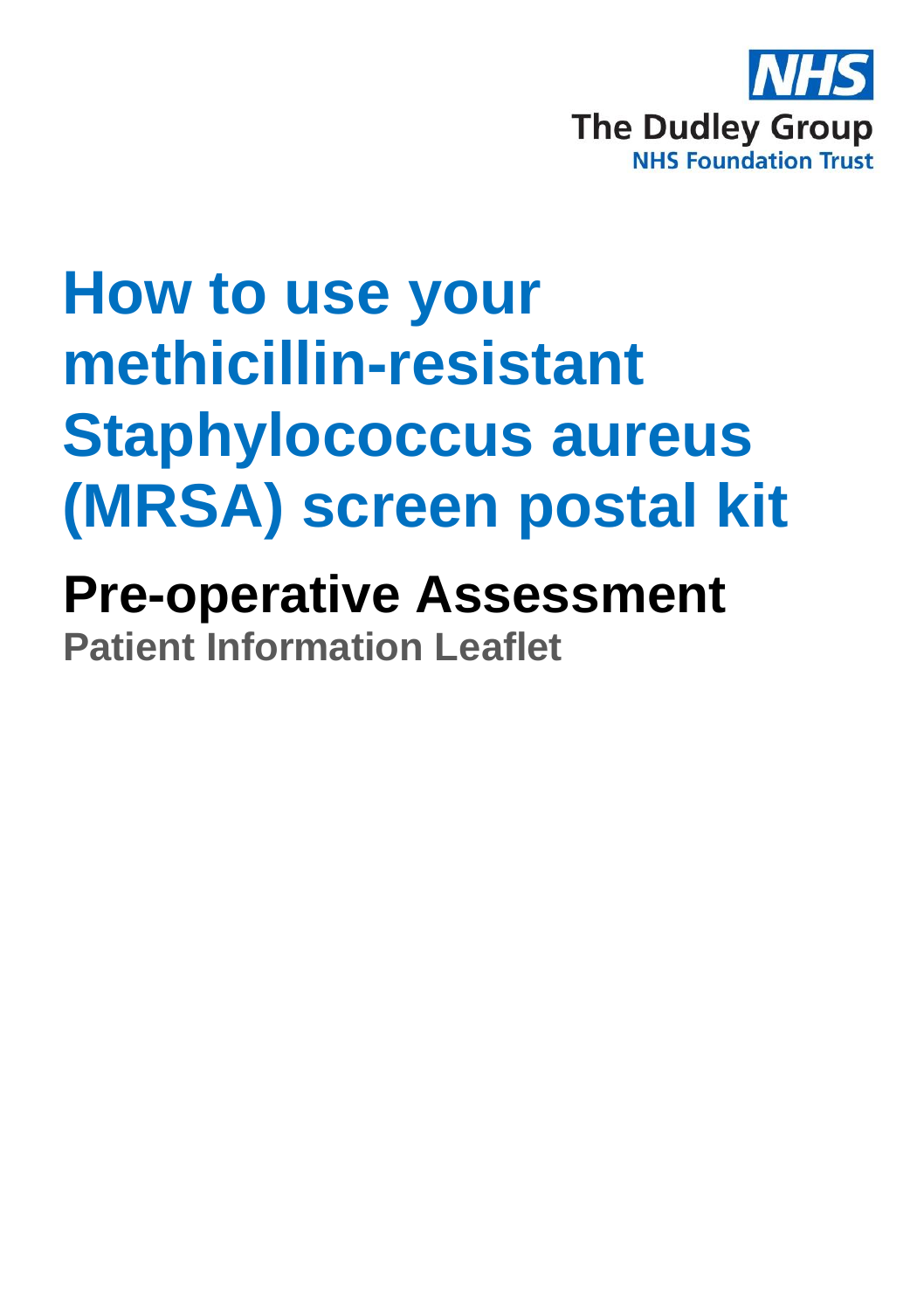NHS

The Dudley Group

NHS Foundation Trust

# How to use your methicillin-resistant Staphylococcus aureus (MRSA) screen postal kit

## Pre-operative Assessment

### Patient Information Leaflet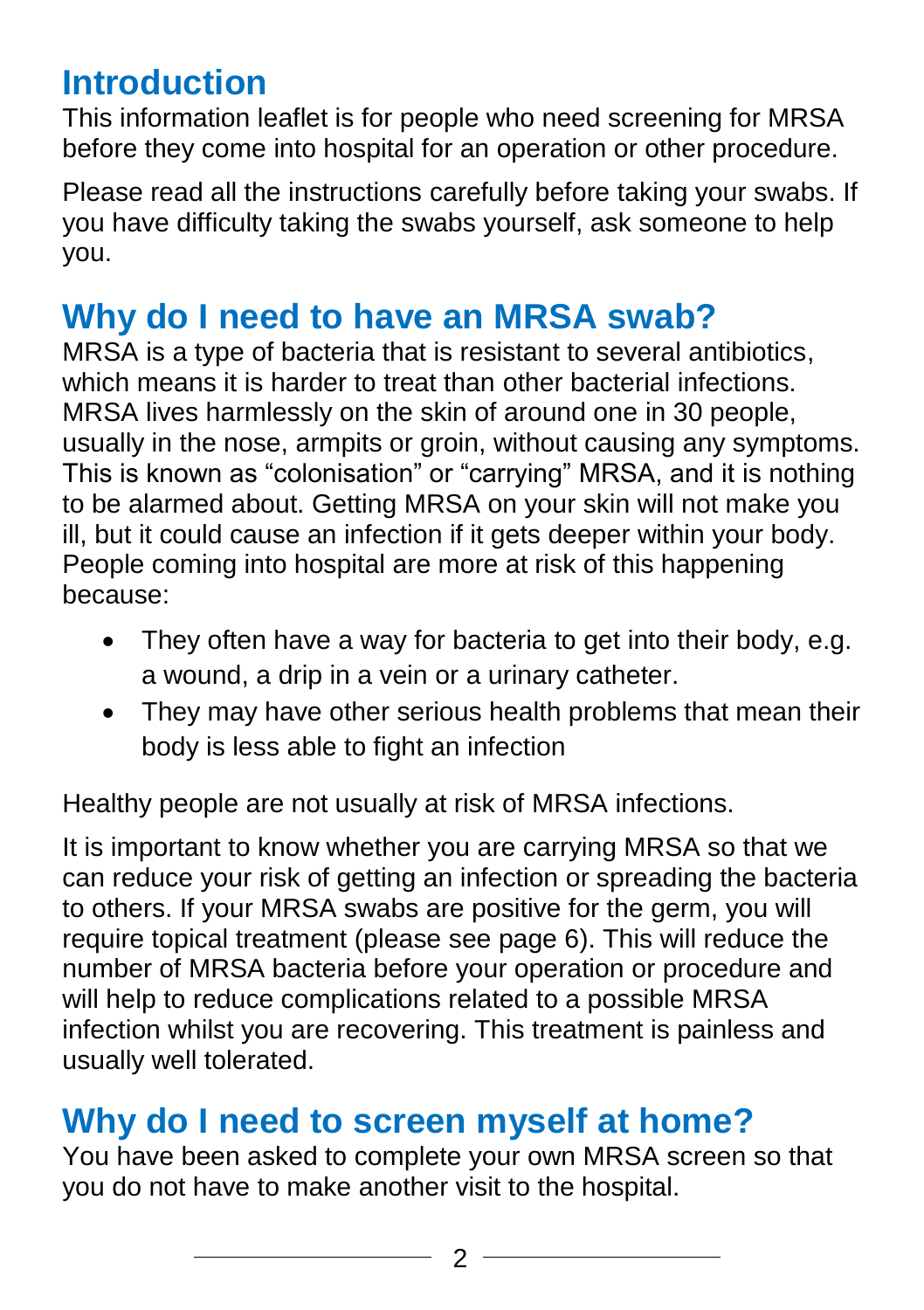## Introduction

This information leaflet is for people who need screening for MRSA before they come into hospital for an operation or other procedure.

Please read all the instructions carefully before taking your swabs. If you have difficulty taking the swabs yourself, ask someone to help you.

## Why do I need to have an MRSA swab?

MRSA is a type of bacteria that is resistant to several antibiotics, which means it is harder to treat than other bacterial infections. MRSA lives harmlessly on the skin of around one in 30 people, usually in the nose, armpits or groin, without causing any symptoms. This is known as "colonisation" or "carrying" MRSA, and it is nothing to be alarmed about. Getting MRSA on your skin will not make you ill, but it could cause an infection if it gets deeper within your body. People coming into hospital are more at risk of this happening because:

- They often have a way for bacteria to get into their body, e.g. a wound, a drip in a vein or a urinary catheter.
- They may have other serious health problems that mean their body is less able to fight an infection

Healthy people are not usually at risk of MRSA infections.

It is important to know whether you are carrying MRSA so that we can reduce your risk of getting an infection or spreading the bacteria to others. If your MRSA swabs are positive for the germ, you will require topical treatment (please see page 6). This will reduce the number of MRSA bacteria before your operation or procedure and will help to reduce complications related to a possible MRSA infection whilst you are recovering. This treatment is painless and usually well tolerated.

## Why do I need to screen myself at home?

You have been asked to complete your own MRSA screen so that you do not have to make another visit to the hospital.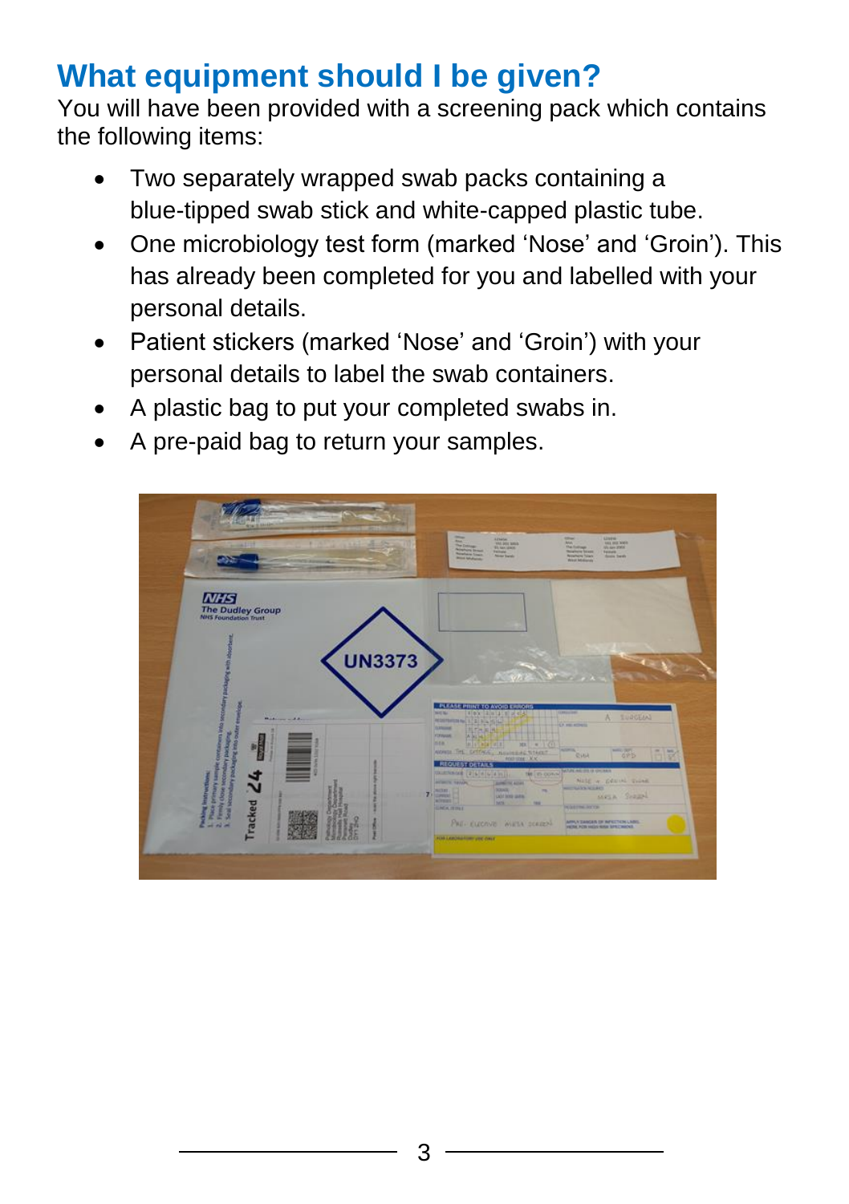## What equipment should I be given?

You will have been provided with a screening pack which contains the following items:

- Two separately wrapped swab packs containing a blue-tipped swab stick and white-capped plastic tube.
- One microbiology test form (marked 'Nose' and 'Groin'). This has already been completed for you and labelled with your personal details.
- Patient stickers (marked 'Nose' and 'Groin') with your personal details to label the swab containers.
- A plastic bag to put your completed swabs in.
- A pre-paid bag to return your samples.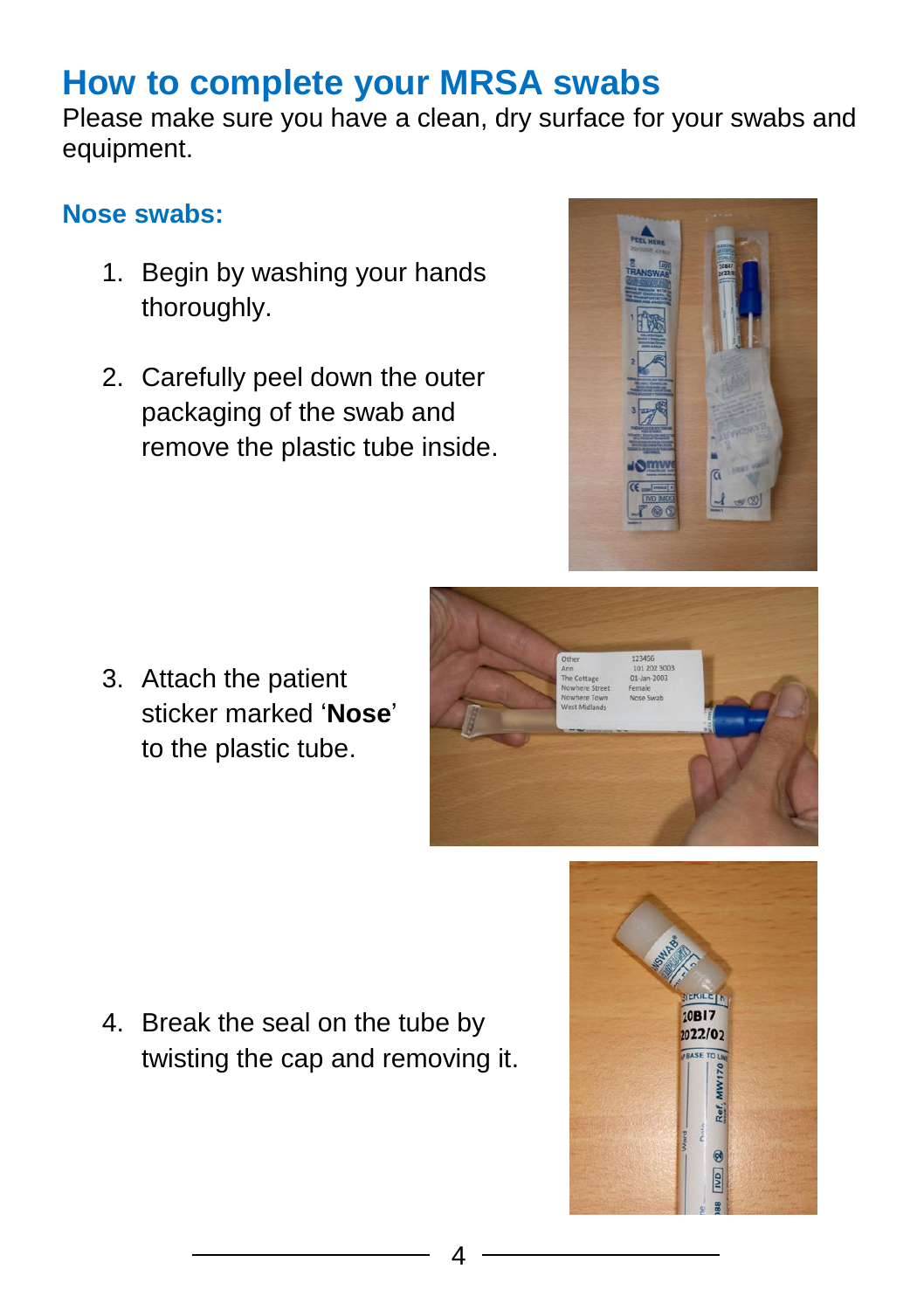# How to complete your MRSA swabs

Please make sure you have a clean, dry surface for your swabs and equipment.

## Nose swabs:

1. Begin by washing your hands thoroughly.
2. Carefully peel down the outer packaging of the swab and remove the plastic tube inside.
3. Attach the patient sticker marked '**Nose**' to the plastic tube.
4. Break the seal on the tube by twisting the cap and removing it.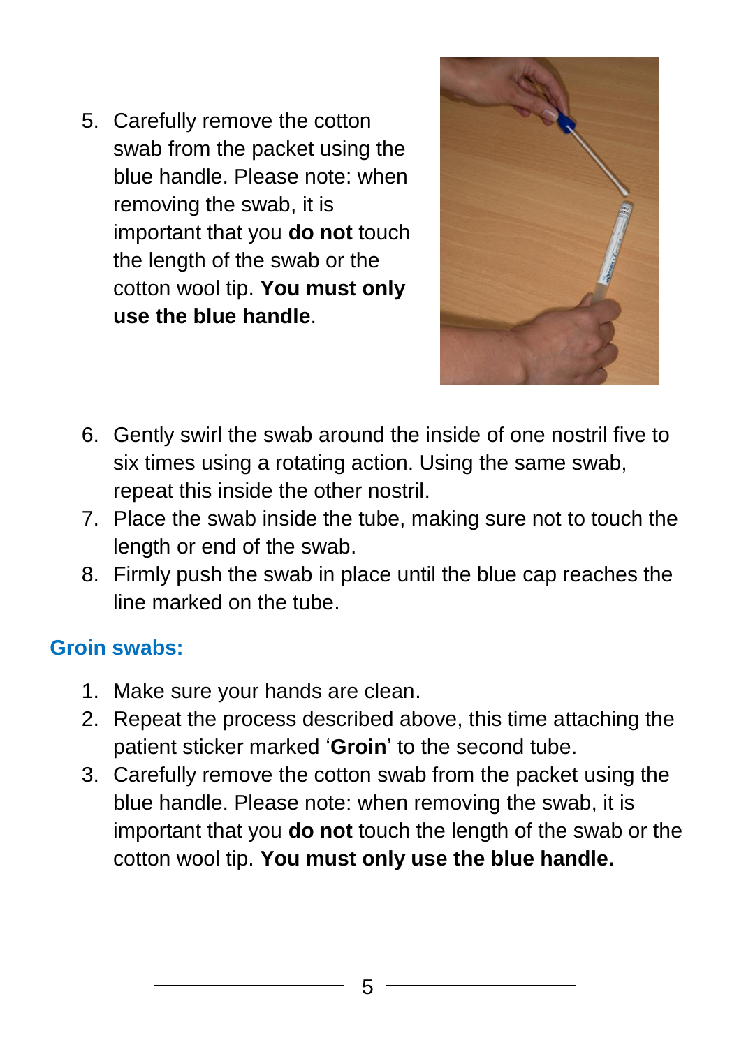5. Carefully remove the cotton swab from the packet using the blue handle. Please note: when removing the swab, it is important that you **do not** touch the length of the swab or the cotton wool tip. **You must only use the blue handle**.
6. Gently swirl the swab around the inside of one nostril five to six times using a rotating action. Using the same swab, repeat this inside the other nostril.
7. Place the swab inside the tube, making sure not to touch the length or end of the swab.
8. Firmly push the swab in place until the blue cap reaches the line marked on the tube.

### Groin swabs:

1. Make sure your hands are clean.
2. Repeat the process described above, this time attaching the patient sticker marked '**Groin**' to the second tube.
3. Carefully remove the cotton swab from the packet using the blue handle. Please note: when removing the swab, it is important that you **do not** touch the length of the swab or the cotton wool tip. **You must only use the blue handle.**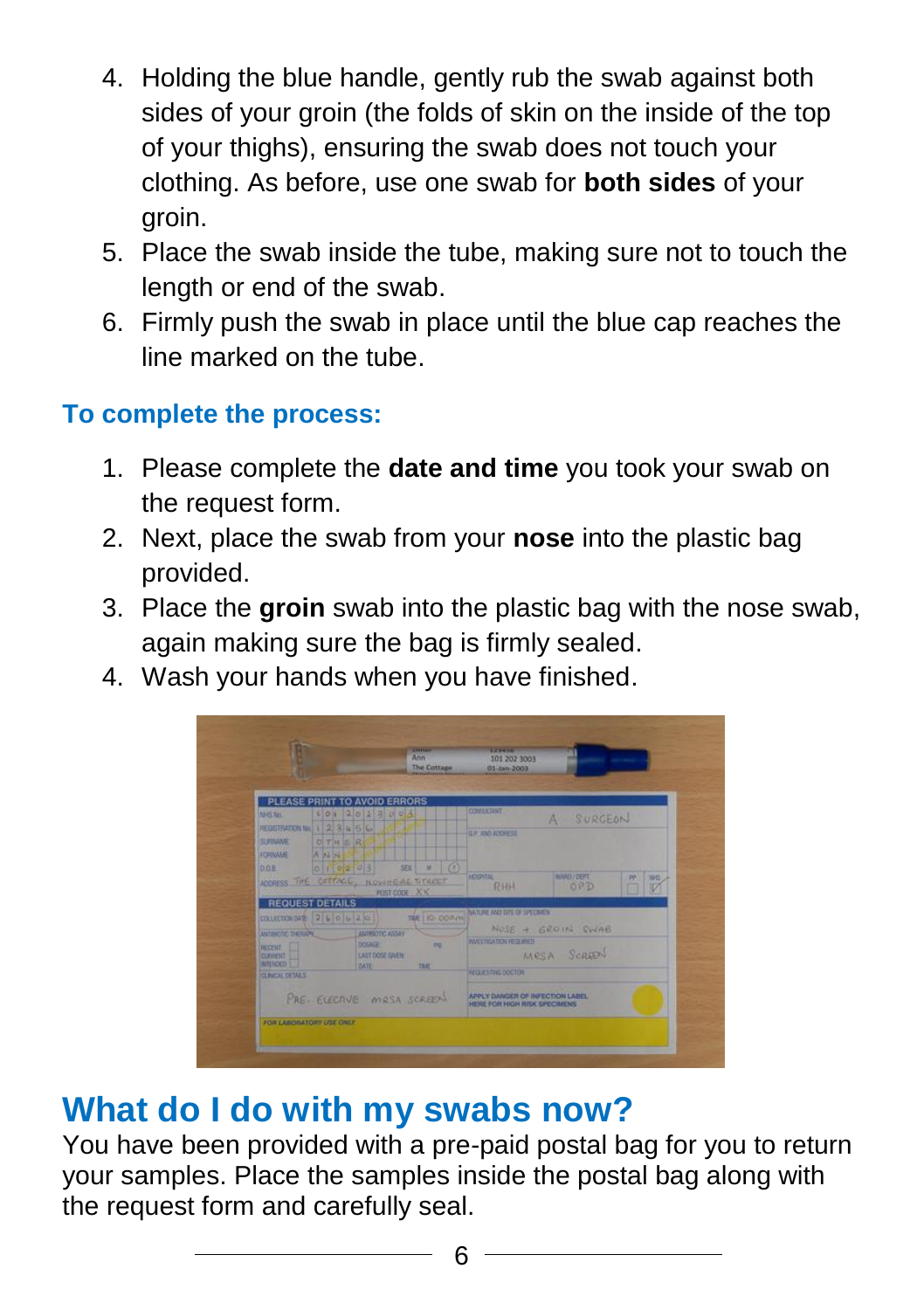4. Holding the blue handle, gently rub the swab against both sides of your groin (the folds of skin on the inside of the top of your thighs), ensuring the swab does not touch your clothing. As before, use one swab for **both sides** of your groin.
5. Place the swab inside the tube, making sure not to touch the length or end of the swab.
6. Firmly push the swab in place until the blue cap reaches the line marked on the tube.

### To complete the process:

1. Please complete the **date and time** you took your swab on the request form.
2. Next, place the swab from your **nose** into the plastic bag provided.
3. Place the **groin** swab into the plastic bag with the nose swab, again making sure the bag is firmly sealed.
4. Wash your hands when you have finished.

## What do I do with my swabs now?

You have been provided with a pre-paid postal bag for you to return your samples. Place the samples inside the postal bag along with the request form and carefully seal.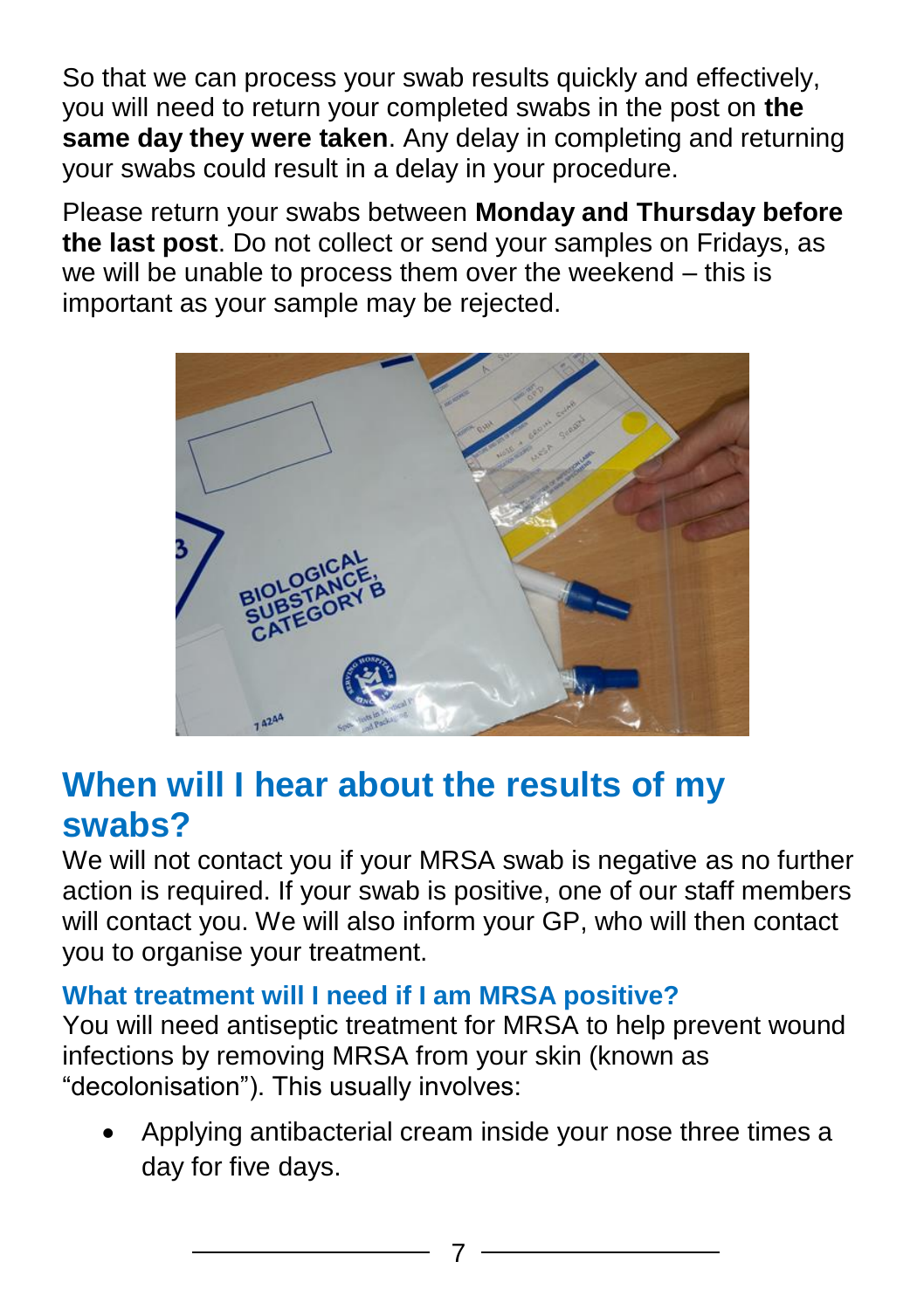So that we can process your swab results quickly and effectively, you will need to return your completed swabs in the post on **the same day they were taken**. Any delay in completing and returning your swabs could result in a delay in your procedure.

Please return your swabs between **Monday and Thursday before the last post**. Do not collect or send your samples on Fridays, as we will be unable to process them over the weekend – this is important as your sample may be rejected.

## When will I hear about the results of my swabs?

We will not contact you if your MRSA swab is negative as no further action is required. If your swab is positive, one of our staff members will contact you. We will also inform your GP, who will then contact you to organise your treatment.

### What treatment will I need if I am MRSA positive?

You will need antiseptic treatment for MRSA to help prevent wound infections by removing MRSA from your skin (known as "decolonisation"). This usually involves:

- Applying antibacterial cream inside your nose three times a day for five days.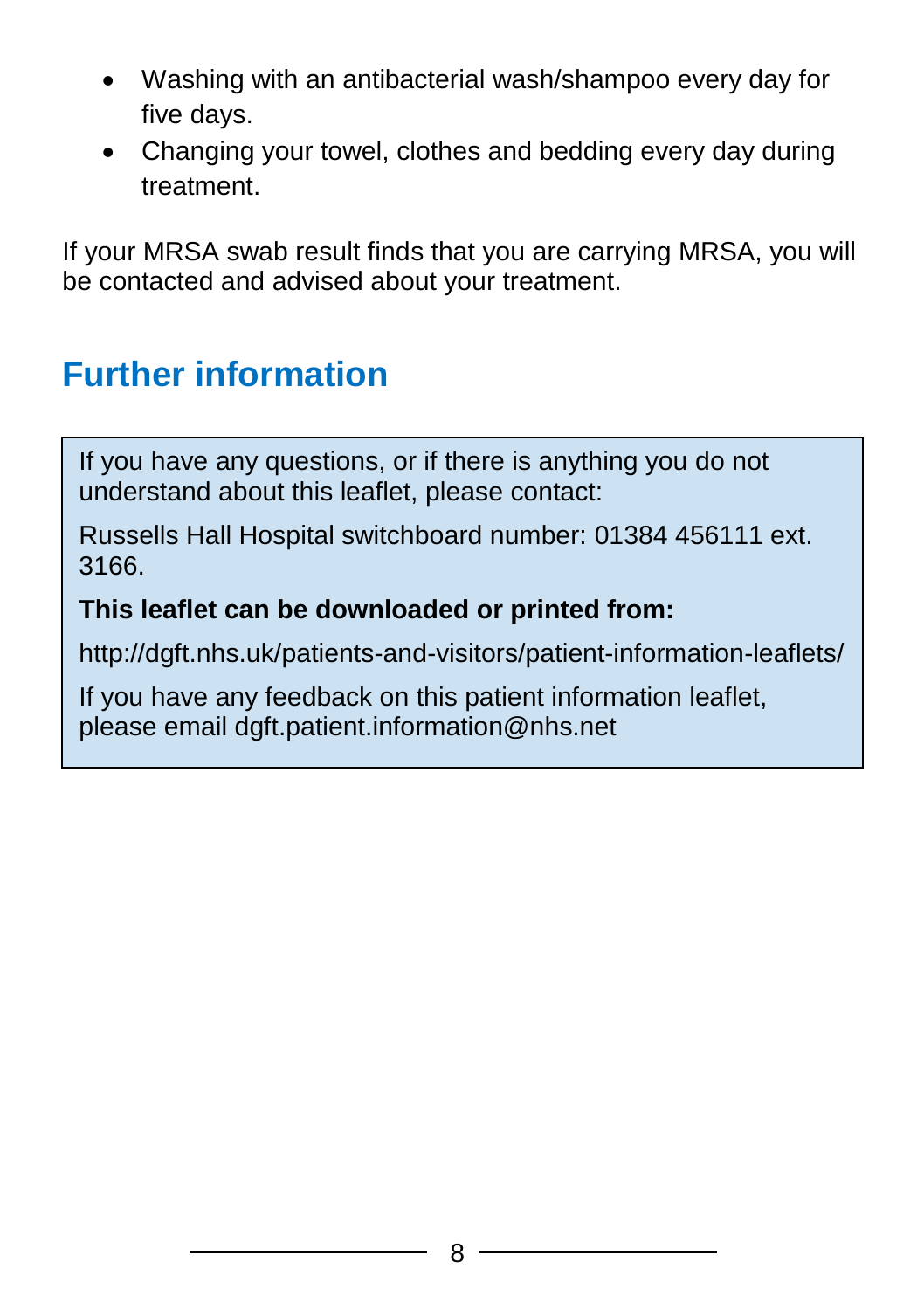- Washing with an antibacterial wash/shampoo every day for five days.
- Changing your towel, clothes and bedding every day during treatment.

If your MRSA swab result finds that you are carrying MRSA, you will be contacted and advised about your treatment.

## Further information

If you have any questions, or if there is anything you do not understand about this leaflet, please contact:

Russells Hall Hospital switchboard number: 01384 456111 ext. 3166.

**This leaflet can be downloaded or printed from:**

http://dgft.nhs.uk/patients-and-visitors/patient-information-leaflets/

If you have any feedback on this patient information leaflet, please email dgft.patient.information@nhs.net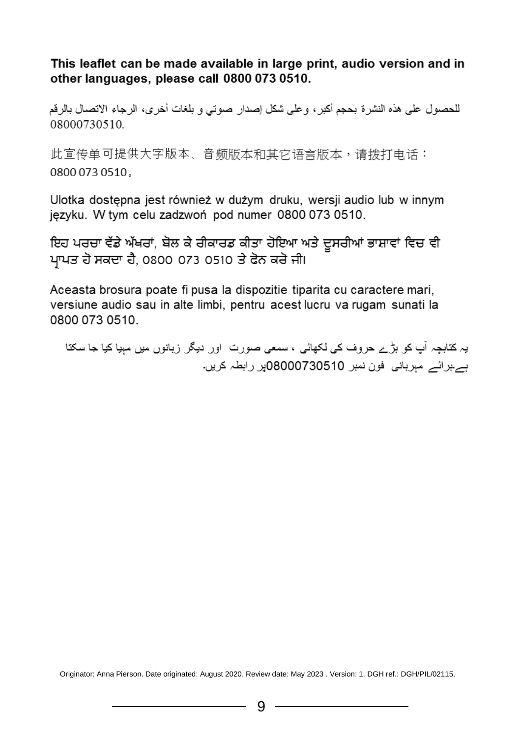**This leaflet can be made available in large print, audio version and in other languages, please call 0800 073 0510.**

للحصول على هذه النشرة بحجم أكبر، وعلى شكل إصدار صوتي و بلغات أخرى، الرجاء الاتصال بالرقم 08000730510.

此宣传单可提供大字版本、音频版本和其它语言版本，请拨打电话：0800 073 0510。

Ulotka dostępna jest również w dużym druku, wersji audio lub w innym języku. W tym celu zadzwoń pod numer 0800 073 0510.

ਇਹ ਪਰਚਾ ਵੱਡੇ ਅੱਖਰਾਂ, ਬੋਲ ਕੇ ਰੀਕਾਰਡ ਕੀਤਾ ਹੋਇਆ ਅਤੇ ਦੂਸਰੀਆਂ ਭਾਸ਼ਾਵਾਂ ਵਿਚ ਵੀ ਪ੍ਰਾਪਤ ਹੋ ਸਕਦਾ ਹੈ, 0800 073 0510 ਤੇ ਫੋਨ ਕਰੋ ਜੀ।

Aceasta brosura poate fi pusa la dispozitie tiparita cu caractere mari, versiune audio sau in alte limbi, pentru acest lucru va rugam sunati la 0800 073 0510.

یہ کتابچہ آپ کو بڑے حروف کی لکھائی ، سمعی صورت اور دیگر زبانوں میں مہیا کیا جا سکتا ہے۔برائے مہربانی فون نمبر 08000730510پر رابطہ کریں۔

Originator: Anna Pierson. Date originated: August 2020. Review date: May 2023 . Version: 1. DGH ref.: DGH/PIL/02115.